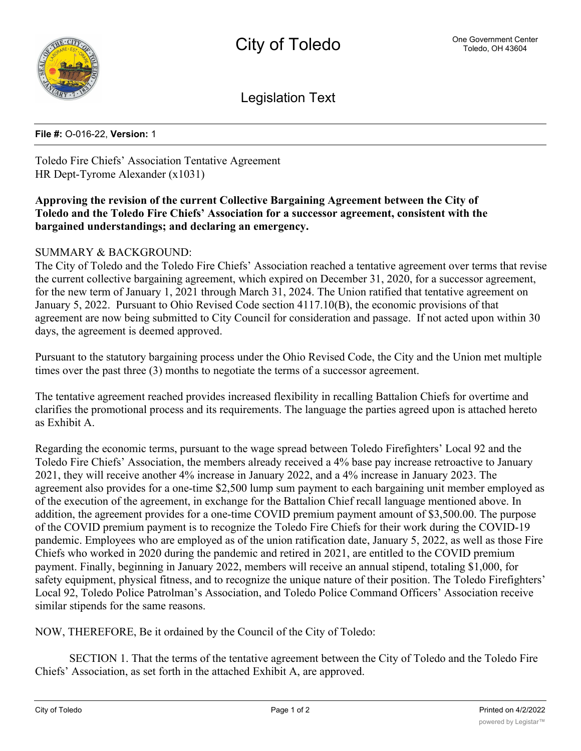# City of Toledo

One Government Center
Toledo, OH 43604

## Legislation Text

**File #:** O-016-22, **Version:** 1

Toledo Fire Chiefs' Association Tentative Agreement
HR Dept-Tyrome Alexander (x1031)

**Approving the revision of the current Collective Bargaining Agreement between the City of Toledo and the Toledo Fire Chiefs' Association for a successor agreement, consistent with the bargained understandings; and declaring an emergency.**

SUMMARY & BACKGROUND:
The City of Toledo and the Toledo Fire Chiefs' Association reached a tentative agreement over terms that revise the current collective bargaining agreement, which expired on December 31, 2020, for a successor agreement, for the new term of January 1, 2021 through March 31, 2024. The Union ratified that tentative agreement on January 5, 2022. Pursuant to Ohio Revised Code section 4117.10(B), the economic provisions of that agreement are now being submitted to City Council for consideration and passage. If not acted upon within 30 days, the agreement is deemed approved.

Pursuant to the statutory bargaining process under the Ohio Revised Code, the City and the Union met multiple times over the past three (3) months to negotiate the terms of a successor agreement.

The tentative agreement reached provides increased flexibility in recalling Battalion Chiefs for overtime and clarifies the promotional process and its requirements. The language the parties agreed upon is attached hereto as Exhibit A.

Regarding the economic terms, pursuant to the wage spread between Toledo Firefighters' Local 92 and the Toledo Fire Chiefs' Association, the members already received a 4% base pay increase retroactive to January 2021, they will receive another 4% increase in January 2022, and a 4% increase in January 2023. The agreement also provides for a one-time $2,500 lump sum payment to each bargaining unit member employed as of the execution of the agreement, in exchange for the Battalion Chief recall language mentioned above. In addition, the agreement provides for a one-time COVID premium payment amount of $3,500.00. The purpose of the COVID premium payment is to recognize the Toledo Fire Chiefs for their work during the COVID-19 pandemic. Employees who are employed as of the union ratification date, January 5, 2022, as well as those Fire Chiefs who worked in 2020 during the pandemic and retired in 2021, are entitled to the COVID premium payment. Finally, beginning in January 2022, members will receive an annual stipend, totaling $1,000, for safety equipment, physical fitness, and to recognize the unique nature of their position. The Toledo Firefighters' Local 92, Toledo Police Patrolman's Association, and Toledo Police Command Officers' Association receive similar stipends for the same reasons.

NOW, THEREFORE, Be it ordained by the Council of the City of Toledo:

SECTION 1. That the terms of the tentative agreement between the City of Toledo and the Toledo Fire Chiefs' Association, as set forth in the attached Exhibit A, are approved.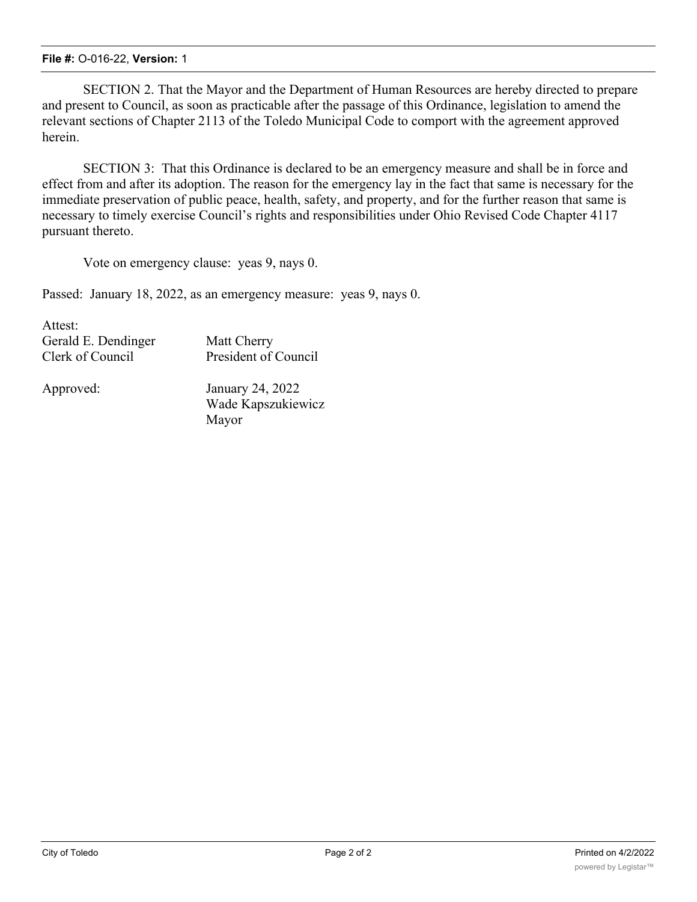SECTION 2. That the Mayor and the Department of Human Resources are hereby directed to prepare and present to Council, as soon as practicable after the passage of this Ordinance, legislation to amend the relevant sections of Chapter 2113 of the Toledo Municipal Code to comport with the agreement approved herein.

SECTION 3: That this Ordinance is declared to be an emergency measure and shall be in force and effect from and after its adoption. The reason for the emergency lay in the fact that same is necessary for the immediate preservation of public peace, health, safety, and property, and for the further reason that same is necessary to timely exercise Council's rights and responsibilities under Ohio Revised Code Chapter 4117 pursuant thereto.

Vote on emergency clause: yeas 9, nays 0.

Passed: January 18, 2022, as an emergency measure: yeas 9, nays 0.

Attest:
Gerald E. Dendinger — Clerk of Council
Matt Cherry — President of Council

Approved: January 24, 2022
Wade Kapszukiewicz
Mayor